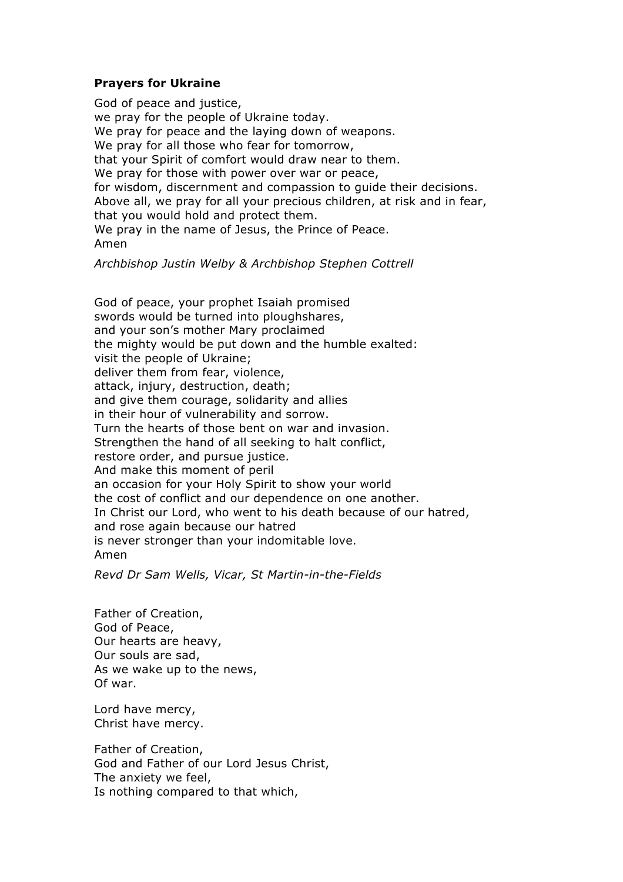**Prayers for Ukraine**

God of peace and justice,  
we pray for the people of Ukraine today.  
We pray for peace and the laying down of weapons.  
We pray for all those who fear for tomorrow,  
that your Spirit of comfort would draw near to them.  
We pray for those with power over war or peace,  
for wisdom, discernment and compassion to guide their decisions.  
Above all, we pray for all your precious children, at risk and in fear,  
that you would hold and protect them.  
We pray in the name of Jesus, the Prince of Peace.  
Amen

*Archbishop Justin Welby & Archbishop Stephen Cottrell*

God of peace, your prophet Isaiah promised  
swords would be turned into ploughshares,  
and your son's mother Mary proclaimed  
the mighty would be put down and the humble exalted:  
visit the people of Ukraine;  
deliver them from fear, violence,  
attack, injury, destruction, death;  
and give them courage, solidarity and allies  
in their hour of vulnerability and sorrow.  
Turn the hearts of those bent on war and invasion.  
Strengthen the hand of all seeking to halt conflict,  
restore order, and pursue justice.  
And make this moment of peril  
an occasion for your Holy Spirit to show your world  
the cost of conflict and our dependence on one another.  
In Christ our Lord, who went to his death because of our hatred,  
and rose again because our hatred  
is never stronger than your indomitable love.  
Amen

*Revd Dr Sam Wells, Vicar, St Martin-in-the-Fields*

Father of Creation,  
God of Peace,  
Our hearts are heavy,  
Our souls are sad,  
As we wake up to the news,  
Of war.

Lord have mercy,  
Christ have mercy.

Father of Creation,  
God and Father of our Lord Jesus Christ,  
The anxiety we feel,  
Is nothing compared to that which,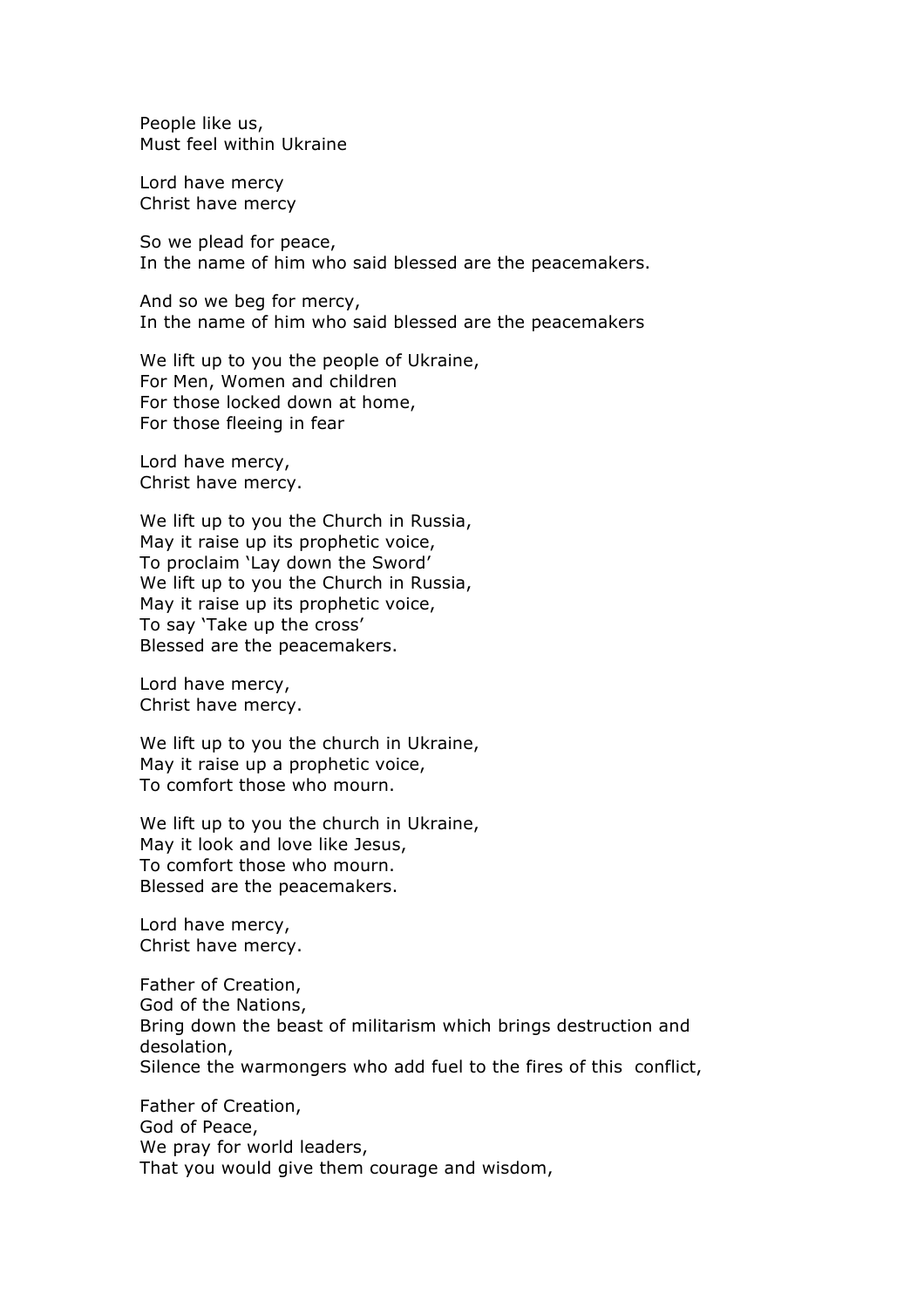People like us,
Must feel within Ukraine

Lord have mercy
Christ have mercy

So we plead for peace,
In the name of him who said blessed are the peacemakers.

And so we beg for mercy,
In the name of him who said blessed are the peacemakers

We lift up to you the people of Ukraine,
For Men, Women and children
For those locked down at home,
For those fleeing in fear

Lord have mercy,
Christ have mercy.

We lift up to you the Church in Russia,
May it raise up its prophetic voice,
To proclaim 'Lay down the Sword'
We lift up to you the Church in Russia,
May it raise up its prophetic voice,
To say 'Take up the cross'
Blessed are the peacemakers.

Lord have mercy,
Christ have mercy.

We lift up to you the church in Ukraine,
May it raise up a prophetic voice,
To comfort those who mourn.

We lift up to you the church in Ukraine,
May it look and love like Jesus,
To comfort those who mourn.
Blessed are the peacemakers.

Lord have mercy,
Christ have mercy.

Father of Creation,
God of the Nations,
Bring down the beast of militarism which brings destruction and desolation,
Silence the warmongers who add fuel to the fires of this conflict,

Father of Creation,
God of Peace,
We pray for world leaders,
That you would give them courage and wisdom,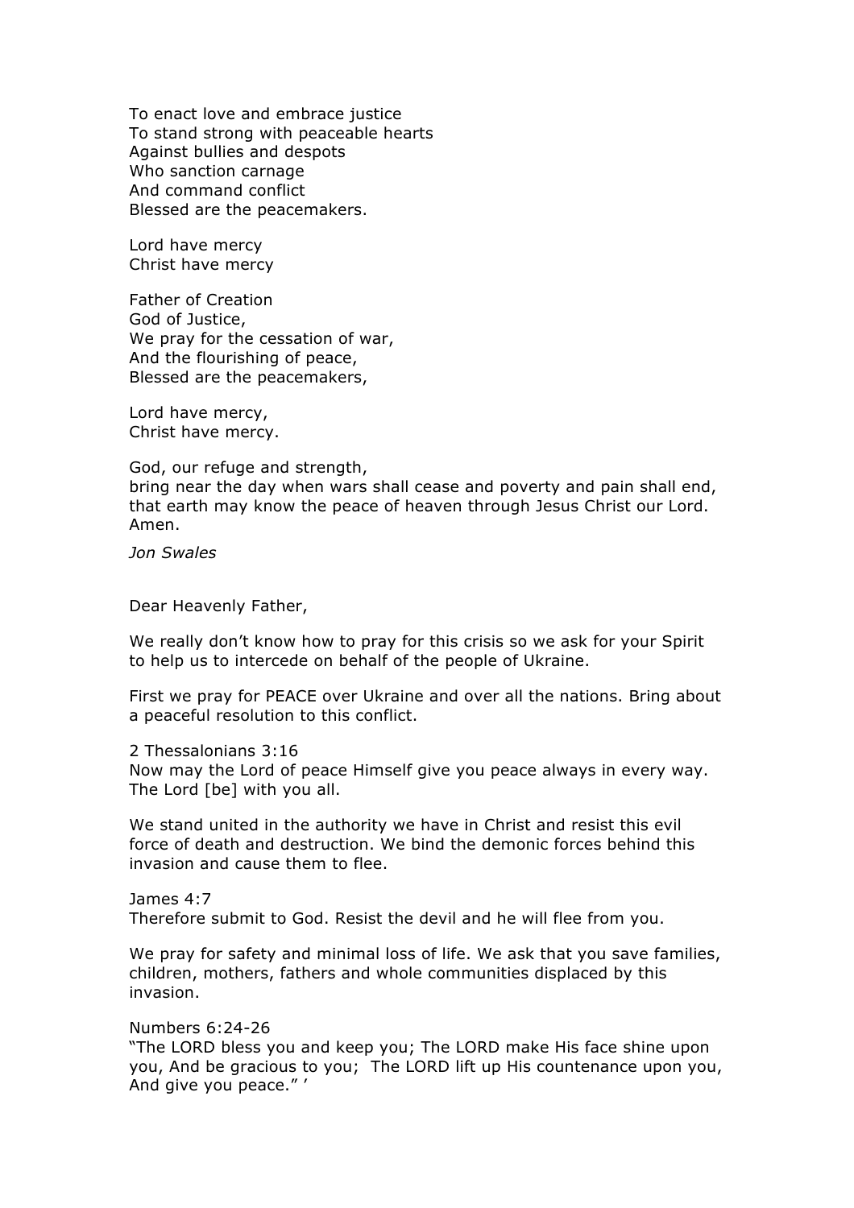To enact love and embrace justice
To stand strong with peaceable hearts
Against bullies and despots
Who sanction carnage
And command conflict
Blessed are the peacemakers.

Lord have mercy
Christ have mercy

Father of Creation
God of Justice,
We pray for the cessation of war,
And the flourishing of peace,
Blessed are the peacemakers,

Lord have mercy,
Christ have mercy.

God, our refuge and strength,
bring near the day when wars shall cease and poverty and pain shall end, that earth may know the peace of heaven through Jesus Christ our Lord. Amen.

*Jon Swales*

Dear Heavenly Father,

We really don't know how to pray for this crisis so we ask for your Spirit to help us to intercede on behalf of the people of Ukraine.

First we pray for PEACE over Ukraine and over all the nations. Bring about a peaceful resolution to this conflict.

2 Thessalonians 3:16
Now may the Lord of peace Himself give you peace always in every way. The Lord [be] with you all.

We stand united in the authority we have in Christ and resist this evil force of death and destruction. We bind the demonic forces behind this invasion and cause them to flee.

James 4:7
Therefore submit to God. Resist the devil and he will flee from you.

We pray for safety and minimal loss of life. We ask that you save families, children, mothers, fathers and whole communities displaced by this invasion.

Numbers 6:24-26
"The LORD bless you and keep you; The LORD make His face shine upon you, And be gracious to you; The LORD lift up His countenance upon you, And give you peace." '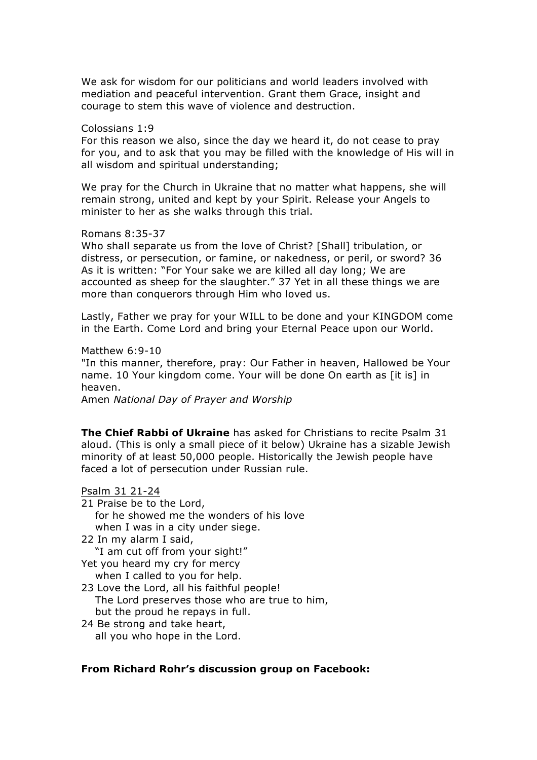We ask for wisdom for our politicians and world leaders involved with mediation and peaceful intervention. Grant them Grace, insight and courage to stem this wave of violence and destruction.

Colossians 1:9
For this reason we also, since the day we heard it, do not cease to pray for you, and to ask that you may be filled with the knowledge of His will in all wisdom and spiritual understanding;

We pray for the Church in Ukraine that no matter what happens, she will remain strong, united and kept by your Spirit. Release your Angels to minister to her as she walks through this trial.

Romans 8:35-37
Who shall separate us from the love of Christ? [Shall] tribulation, or distress, or persecution, or famine, or nakedness, or peril, or sword? 36 As it is written: "For Your sake we are killed all day long; We are accounted as sheep for the slaughter." 37 Yet in all these things we are more than conquerors through Him who loved us.

Lastly, Father we pray for your WILL to be done and your KINGDOM come in the Earth. Come Lord and bring your Eternal Peace upon our World.

Matthew 6:9-10
"In this manner, therefore, pray: Our Father in heaven, Hallowed be Your name. 10 Your kingdom come. Your will be done On earth as [it is] in heaven.
Amen *National Day of Prayer and Worship*

**The Chief Rabbi of Ukraine** has asked for Christians to recite Psalm 31 aloud. (This is only a small piece of it below) Ukraine has a sizable Jewish minority of at least 50,000 people. Historically the Jewish people have faced a lot of persecution under Russian rule.

<u>Psalm 31 21-24</u>
21 Praise be to the Lord,
  for he showed me the wonders of his love
  when I was in a city under siege.
22 In my alarm I said,
  "I am cut off from your sight!"
Yet you heard my cry for mercy
  when I called to you for help.
23 Love the Lord, all his faithful people!
  The Lord preserves those who are true to him,
  but the proud he repays in full.
24 Be strong and take heart,
  all you who hope in the Lord.

**From Richard Rohr's discussion group on Facebook:**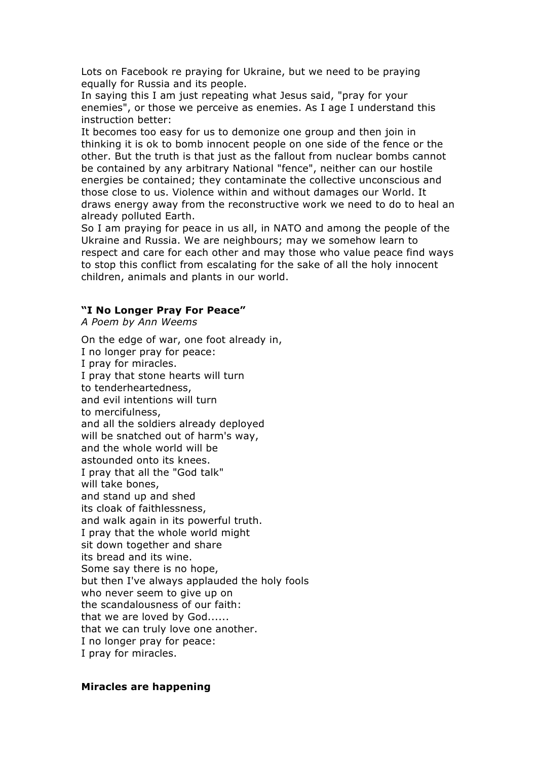Lots on Facebook re praying for Ukraine, but we need to be praying equally for Russia and its people.

In saying this I am just repeating what Jesus said, "pray for your enemies", or those we perceive as enemies. As I age I understand this instruction better:

It becomes too easy for us to demonize one group and then join in thinking it is ok to bomb innocent people on one side of the fence or the other. But the truth is that just as the fallout from nuclear bombs cannot be contained by any arbitrary National "fence", neither can our hostile energies be contained; they contaminate the collective unconscious and those close to us. Violence within and without damages our World. It draws energy away from the reconstructive work we need to do to heal an already polluted Earth.

So I am praying for peace in us all, in NATO and among the people of the Ukraine and Russia. We are neighbours; may we somehow learn to respect and care for each other and may those who value peace find ways to stop this conflict from escalating for the sake of all the holy innocent children, animals and plants in our world.

**"I No Longer Pray For Peace"**

*A Poem by Ann Weems*

On the edge of war, one foot already in,
I no longer pray for peace:
I pray for miracles.
I pray that stone hearts will turn
to tenderheartedness,
and evil intentions will turn
to mercifulness,
and all the soldiers already deployed
will be snatched out of harm's way,
and the whole world will be
astounded onto its knees.
I pray that all the "God talk"
will take bones,
and stand up and shed
its cloak of faithlessness,
and walk again in its powerful truth.
I pray that the whole world might
sit down together and share
its bread and its wine.
Some say there is no hope,
but then I've always applauded the holy fools
who never seem to give up on
the scandalousness of our faith:
that we are loved by God......
that we can truly love one another.
I no longer pray for peace:
I pray for miracles.

**Miracles are happening**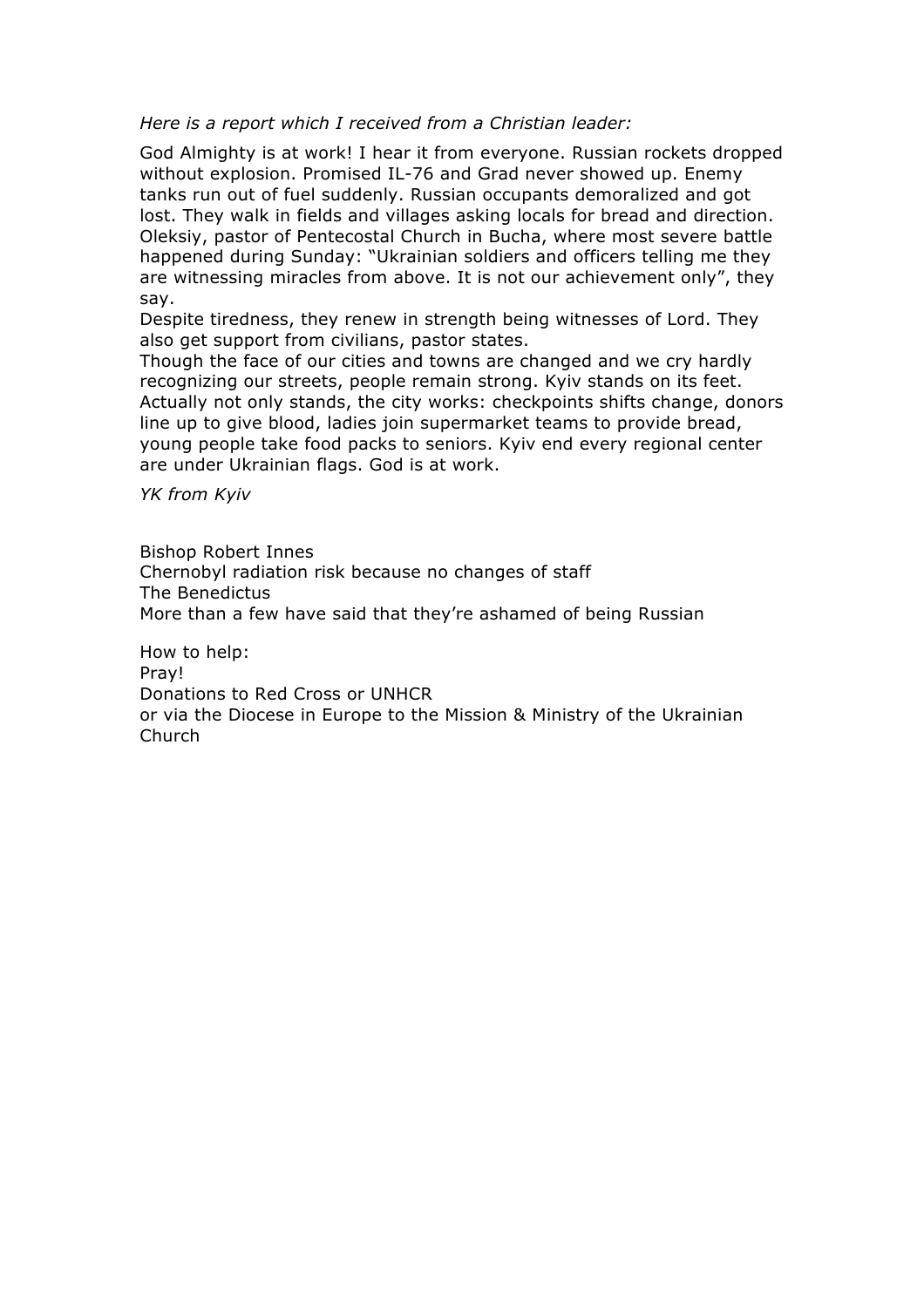*Here is a report which I received from a Christian leader:*

God Almighty is at work! I hear it from everyone. Russian rockets dropped without explosion. Promised IL-76 and Grad never showed up. Enemy tanks run out of fuel suddenly. Russian occupants demoralized and got lost. They walk in fields and villages asking locals for bread and direction. Oleksiy, pastor of Pentecostal Church in Bucha, where most severe battle happened during Sunday: "Ukrainian soldiers and officers telling me they are witnessing miracles from above. It is not our achievement only", they say.
Despite tiredness, they renew in strength being witnesses of Lord. They also get support from civilians, pastor states.
Though the face of our cities and towns are changed and we cry hardly recognizing our streets, people remain strong. Kyiv stands on its feet. Actually not only stands, the city works: checkpoints shifts change, donors line up to give blood, ladies join supermarket teams to provide bread, young people take food packs to seniors. Kyiv end every regional center are under Ukrainian flags. God is at work.

*YK from Kyiv*

Bishop Robert Innes
Chernobyl radiation risk because no changes of staff
The Benedictus
More than a few have said that they're ashamed of being Russian

How to help:
Pray!
Donations to Red Cross or UNHCR
or via the Diocese in Europe to the Mission & Ministry of the Ukrainian Church